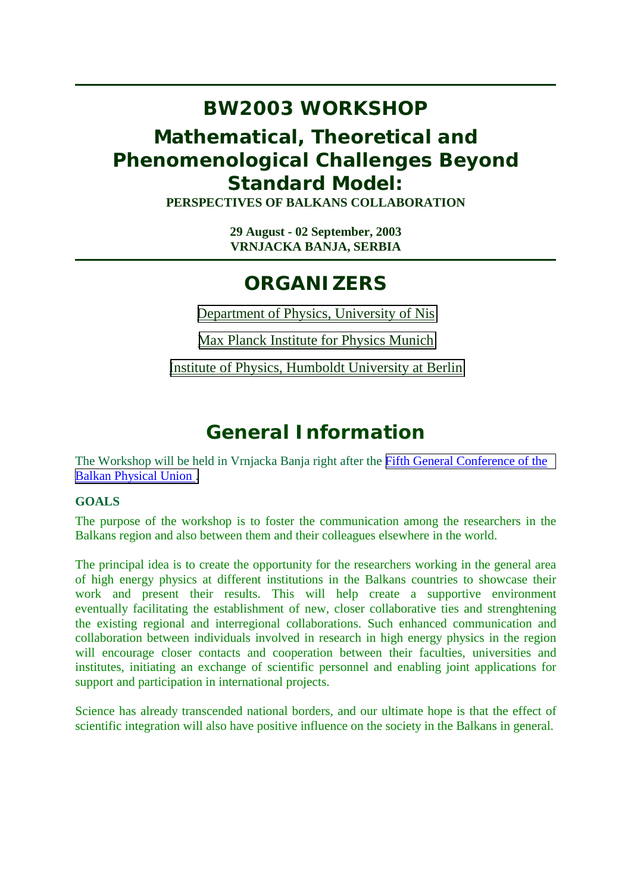# BW2003 WORKSHOP

# Mathematical, Theoretical and Phenomenological Challenges Beyond Standard Model:

**PERSPECTIVES OF BALKANS COLLABORATION**

**29 August - 02 September, 2003**
**VRNJACKA BANJA, SERBIA**

---

## ORGANIZERS

Department of Physics, University of Nis

Max Planck Institute for Physics Munich

Institute of Physics, Humboldt University at Berlin

## General Information

The Workshop will be held in Vrnjacka Banja right after the Fifth General Conference of the Balkan Physical Union .

**GOALS**

The purpose of the workshop is to foster the communication among the researchers in the Balkans region and also between them and their colleagues elsewhere in the world.

The principal idea is to create the opportunity for the researchers working in the general area of high energy physics at different institutions in the Balkans countries to showcase their work and present their results. This will help create a supportive environment eventually facilitating the establishment of new, closer collaborative ties and strenghtening the existing regional and interregional collaborations. Such enhanced communication and collaboration between individuals involved in research in high energy physics in the region will encourage closer contacts and cooperation between their faculties, universities and institutes, initiating an exchange of scientific personnel and enabling joint applications for support and participation in international projects.

Science has already transcended national borders, and our ultimate hope is that the effect of scientific integration will also have positive influence on the society in the Balkans in general.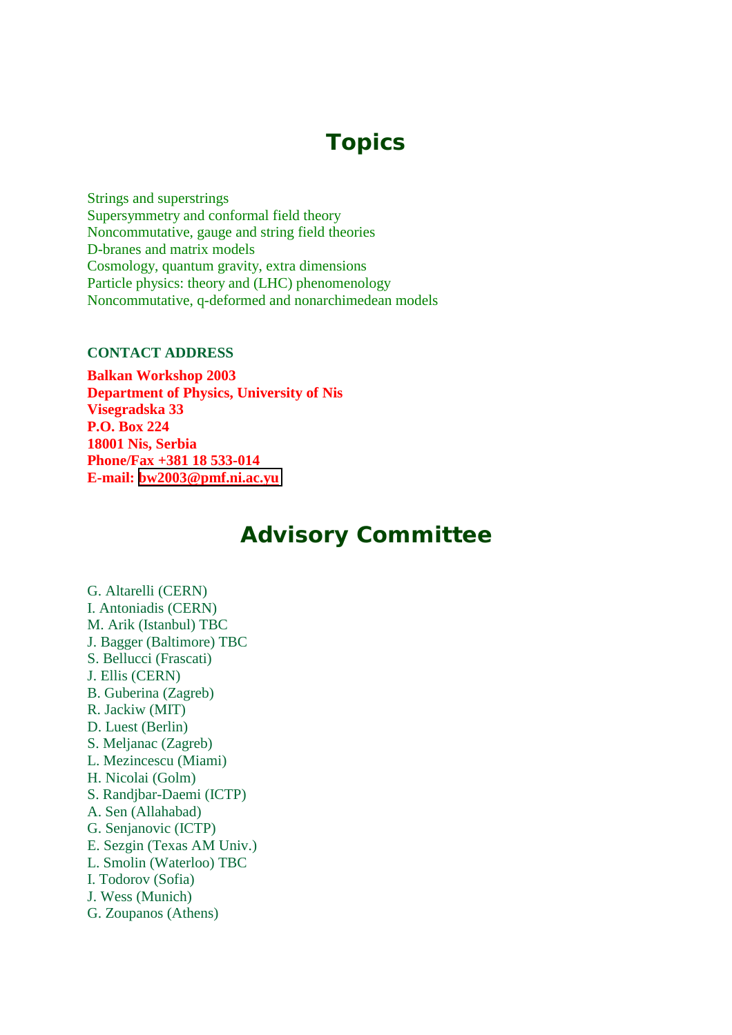# Topics

Strings and superstrings
Supersymmetry and conformal field theory
Noncommutative, gauge and string field theories
D-branes and matrix models
Cosmology, quantum gravity, extra dimensions
Particle physics: theory and (LHC) phenomenology
Noncommutative, q-deformed and nonarchimedean models

**CONTACT ADDRESS**

**Balkan Workshop 2003**
**Department of Physics, University of Nis**
**Visegradska 33**
**P.O. Box 224**
**18001 Nis, Serbia**
**Phone/Fax +381 18 533-014**
**E-mail: bw2003@pmf.ni.ac.yu**

# Advisory Committee

G. Altarelli (CERN)
I. Antoniadis (CERN)
M. Arik (Istanbul) TBC
J. Bagger (Baltimore) TBC
S. Bellucci (Frascati)
J. Ellis (CERN)
B. Guberina (Zagreb)
R. Jackiw (MIT)
D. Luest (Berlin)
S. Meljanac (Zagreb)
L. Mezincescu (Miami)
H. Nicolai (Golm)
S. Randjbar-Daemi (ICTP)
A. Sen (Allahabad)
G. Senjanovic (ICTP)
E. Sezgin (Texas AM Univ.)
L. Smolin (Waterloo) TBC
I. Todorov (Sofia)
J. Wess (Munich)
G. Zoupanos (Athens)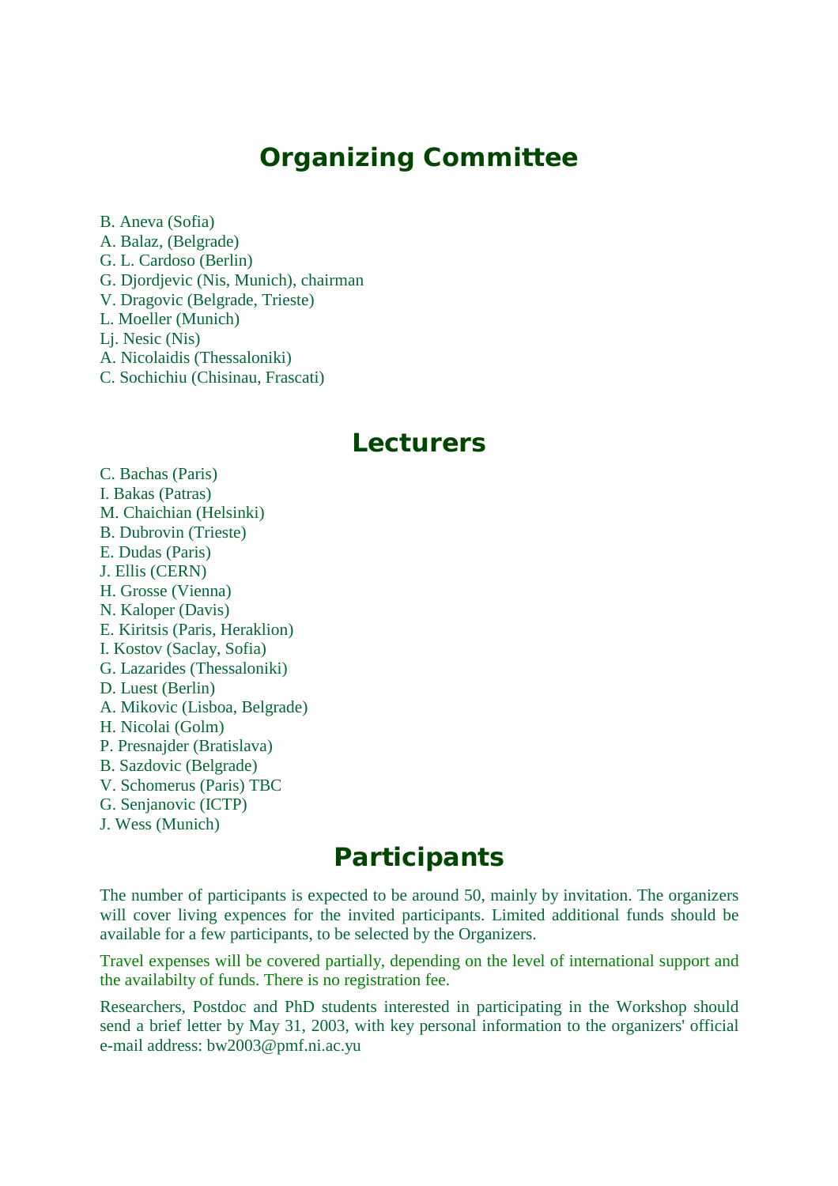# Organizing Committee

B. Aneva (Sofia)
A. Balaz, (Belgrade)
G. L. Cardoso (Berlin)
G. Djordjevic (Nis, Munich), chairman
V. Dragovic (Belgrade, Trieste)
L. Moeller (Munich)
Lj. Nesic (Nis)
A. Nicolaidis (Thessaloniki)
C. Sochichiu (Chisinau, Frascati)

# Lecturers

C. Bachas (Paris)
I. Bakas (Patras)
M. Chaichian (Helsinki)
B. Dubrovin (Trieste)
E. Dudas (Paris)
J. Ellis (CERN)
H. Grosse (Vienna)
N. Kaloper (Davis)
E. Kiritsis (Paris, Heraklion)
I. Kostov (Saclay, Sofia)
G. Lazarides (Thessaloniki)
D. Luest (Berlin)
A. Mikovic (Lisboa, Belgrade)
H. Nicolai (Golm)
P. Presnajder (Bratislava)
B. Sazdovic (Belgrade)
V. Schomerus (Paris) TBC
G. Senjanovic (ICTP)
J. Wess (Munich)

# Participants

The number of participants is expected to be around 50, mainly by invitation. The organizers will cover living expences for the invited participants. Limited additional funds should be available for a few participants, to be selected by the Organizers.

Travel expenses will be covered partially, depending on the level of international support and the availabilty of funds. There is no registration fee.

Researchers, Postdoc and PhD students interested in participating in the Workshop should send a brief letter by May 31, 2003, with key personal information to the organizers' official e-mail address: bw2003@pmf.ni.ac.yu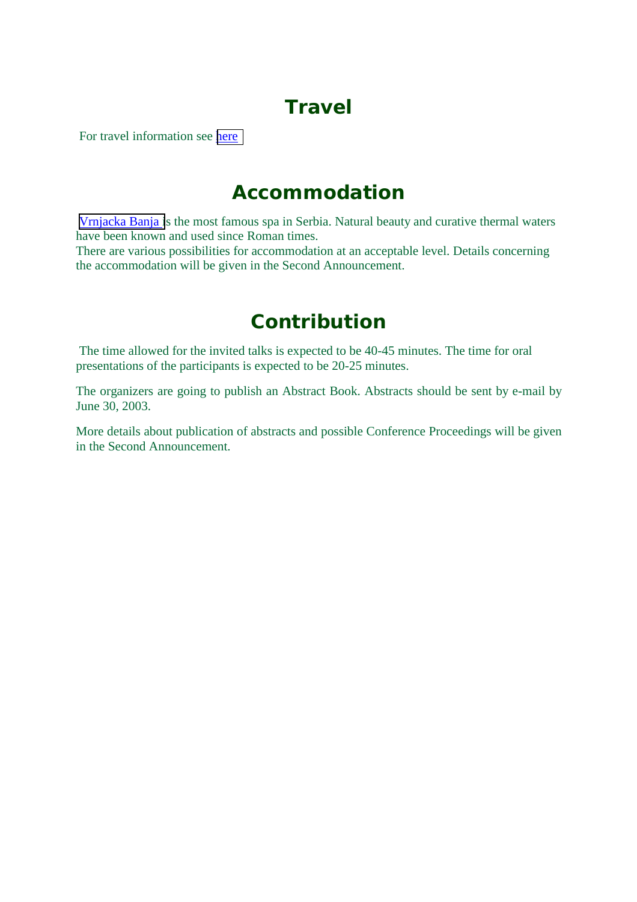## Travel

For travel information see here

## Accommodation

Vrnjacka Banja is the most famous spa in Serbia. Natural beauty and curative thermal waters have been known and used since Roman times.
There are various possibilities for accommodation at an acceptable level. Details concerning the accommodation will be given in the Second Announcement.

## Contribution

The time allowed for the invited talks is expected to be 40-45 minutes. The time for oral presentations of the participants is expected to be 20-25 minutes.

The organizers are going to publish an Abstract Book. Abstracts should be sent by e-mail by June 30, 2003.

More details about publication of abstracts and possible Conference Proceedings will be given in the Second Announcement.